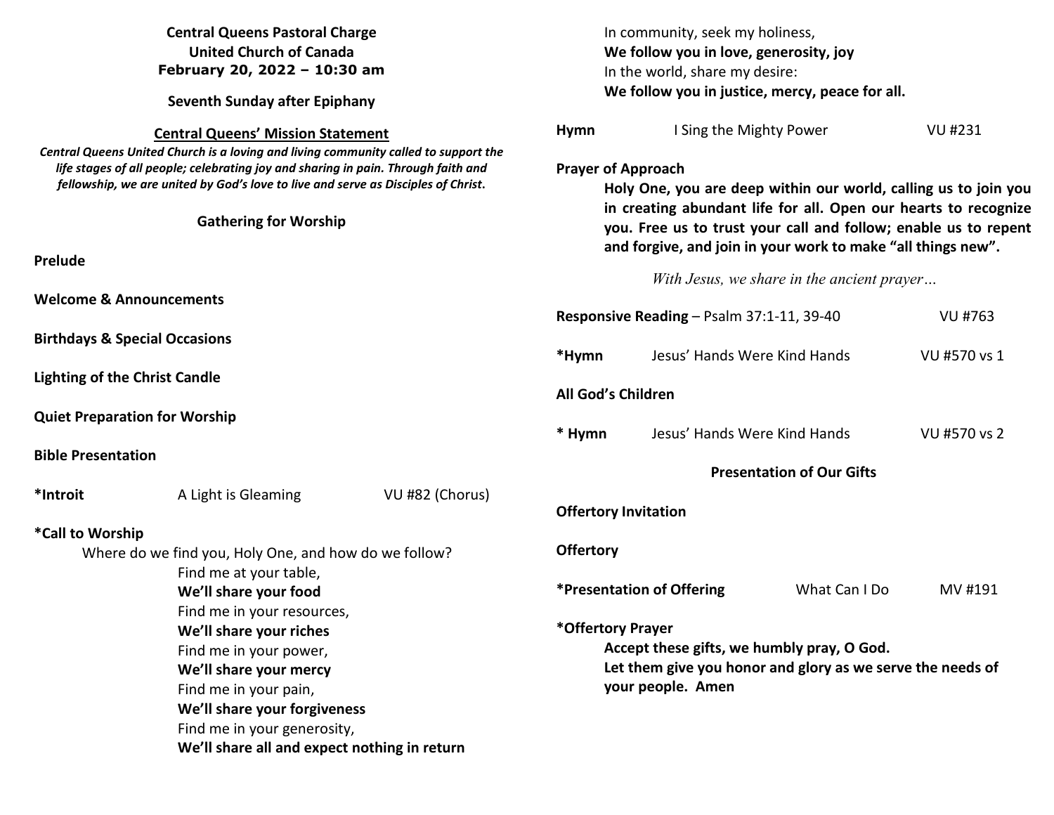**Central Queens Pastoral Charge**
**United Church of Canada**
**February 20, 2022 – 10:30 am**

**Seventh Sunday after Epiphany**

## Central Queens' Mission Statement

***Central Queens United Church is a loving and living community called to support the life stages of all people; celebrating joy and sharing in pain. Through faith and fellowship, we are united by God's love to live and serve as Disciples of Christ.***

### Gathering for Worship

**Prelude**

**Welcome & Announcements**

**Birthdays & Special Occasions**

**Lighting of the Christ Candle**

**Quiet Preparation for Worship**

**Bible Presentation**

**\*Introit** A Light is Gleaming VU #82 (Chorus)

**\*Call to Worship**

Where do we find you, Holy One, and how do we follow?
Find me at your table,
**We'll share your food**
Find me in your resources,
**We'll share your riches**
Find me in your power,
**We'll share your mercy**
Find me in your pain,
**We'll share your forgiveness**
Find me in your generosity,
**We'll share all and expect nothing in return**
In community, seek my holiness,
**We follow you in love, generosity, joy**
In the world, share my desire:
**We follow you in justice, mercy, peace for all.**

**Hymn** I Sing the Mighty Power VU #231

**Prayer of Approach**

**Holy One, you are deep within our world, calling us to join you in creating abundant life for all. Open our hearts to recognize you. Free us to trust your call and follow; enable us to repent and forgive, and join in your work to make "all things new".**

*With Jesus, we share in the ancient prayer…*

**Responsive Reading** – Psalm 37:1-11, 39-40 VU #763

**\*Hymn** Jesus' Hands Were Kind Hands VU #570 vs 1

**All God's Children**

**\* Hymn** Jesus' Hands Were Kind Hands VU #570 vs 2

### Presentation of Our Gifts

**Offertory Invitation**

**Offertory**

**\*Presentation of Offering** What Can I Do MV #191

**\*Offertory Prayer**

**Accept these gifts, we humbly pray, O God.**
**Let them give you honor and glory as we serve the needs of your people. Amen**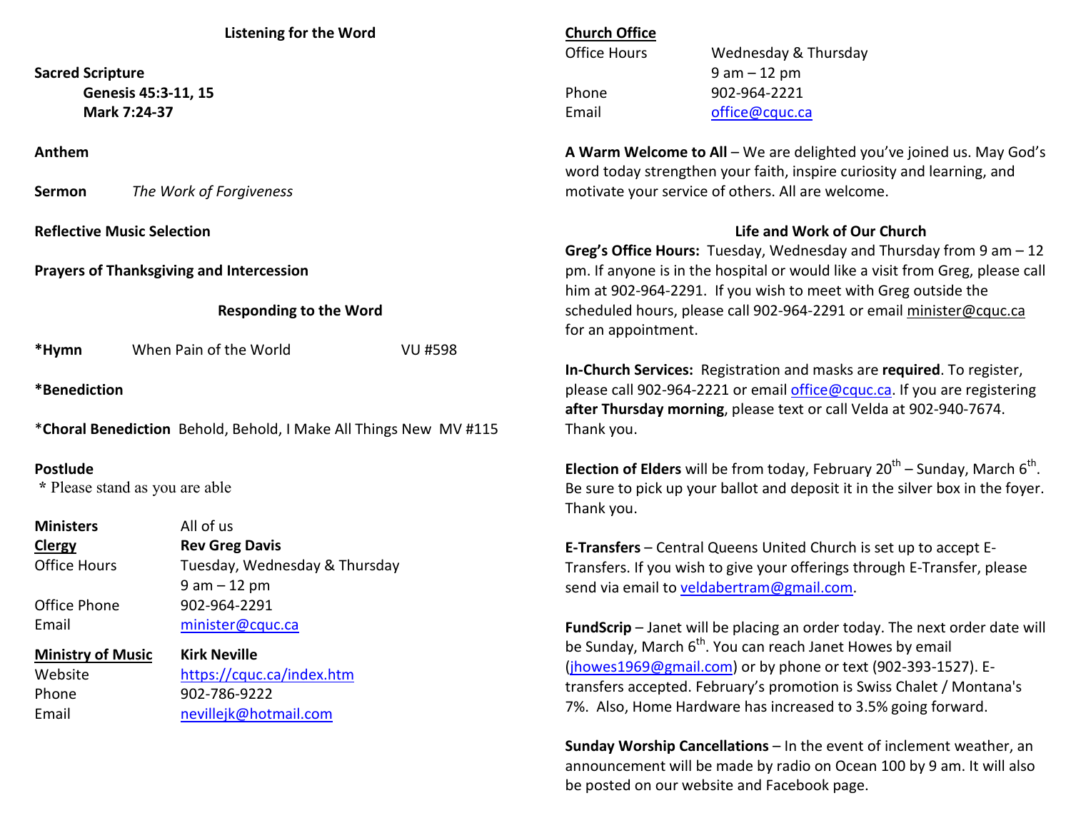### Listening for the Word

**Sacred Scripture**
**Genesis 45:3-11, 15**
**Mark 7:24-37**

**Anthem**

**Sermon** *The Work of Forgiveness*

**Reflective Music Selection**

**Prayers of Thanksgiving and Intercession**

### Responding to the Word

**\*Hymn** When Pain of the World VU #598

**\*Benediction**

\***Choral Benediction** Behold, Behold, I Make All Things New MV #115

**Postlude**

\* Please stand as you are able

| | |
|---|---|
| **Ministers** | All of us |
| **Clergy** | **Rev Greg Davis** |
| Office Hours | Tuesday, Wednesday & Thursday 9 am – 12 pm |
| Office Phone | 902-964-2291 |
| Email | minister@cquc.ca |
| **Ministry of Music** | **Kirk Neville** |
| Website | https://cquc.ca/index.htm |
| Phone | 902-786-9222 |
| Email | nevillejk@hotmail.com |

**Church Office**

| | |
|---|---|
| Office Hours | Wednesday & Thursday 9 am – 12 pm |
| Phone | 902-964-2221 |
| Email | office@cquc.ca |

**A Warm Welcome to All** – We are delighted you've joined us. May God's word today strengthen your faith, inspire curiosity and learning, and motivate your service of others. All are welcome.

### Life and Work of Our Church

**Greg's Office Hours:** Tuesday, Wednesday and Thursday from 9 am – 12 pm. If anyone is in the hospital or would like a visit from Greg, please call him at 902-964-2291. If you wish to meet with Greg outside the scheduled hours, please call 902-964-2291 or email minister@cquc.ca for an appointment.

**In-Church Services:** Registration and masks are **required**. To register, please call 902-964-2221 or email office@cquc.ca. If you are registering **after Thursday morning**, please text or call Velda at 902-940-7674. Thank you.

**Election of Elders** will be from today, February 20th – Sunday, March 6th. Be sure to pick up your ballot and deposit it in the silver box in the foyer. Thank you.

**E-Transfers** – Central Queens United Church is set up to accept E-Transfers. If you wish to give your offerings through E-Transfer, please send via email to veldabertram@gmail.com.

**FundScrip** – Janet will be placing an order today. The next order date will be Sunday, March 6th. You can reach Janet Howes by email (jhowes1969@gmail.com) or by phone or text (902-393-1527). E-transfers accepted. February's promotion is Swiss Chalet / Montana's 7%. Also, Home Hardware has increased to 3.5% going forward.

**Sunday Worship Cancellations** – In the event of inclement weather, an announcement will be made by radio on Ocean 100 by 9 am. It will also be posted on our website and Facebook page.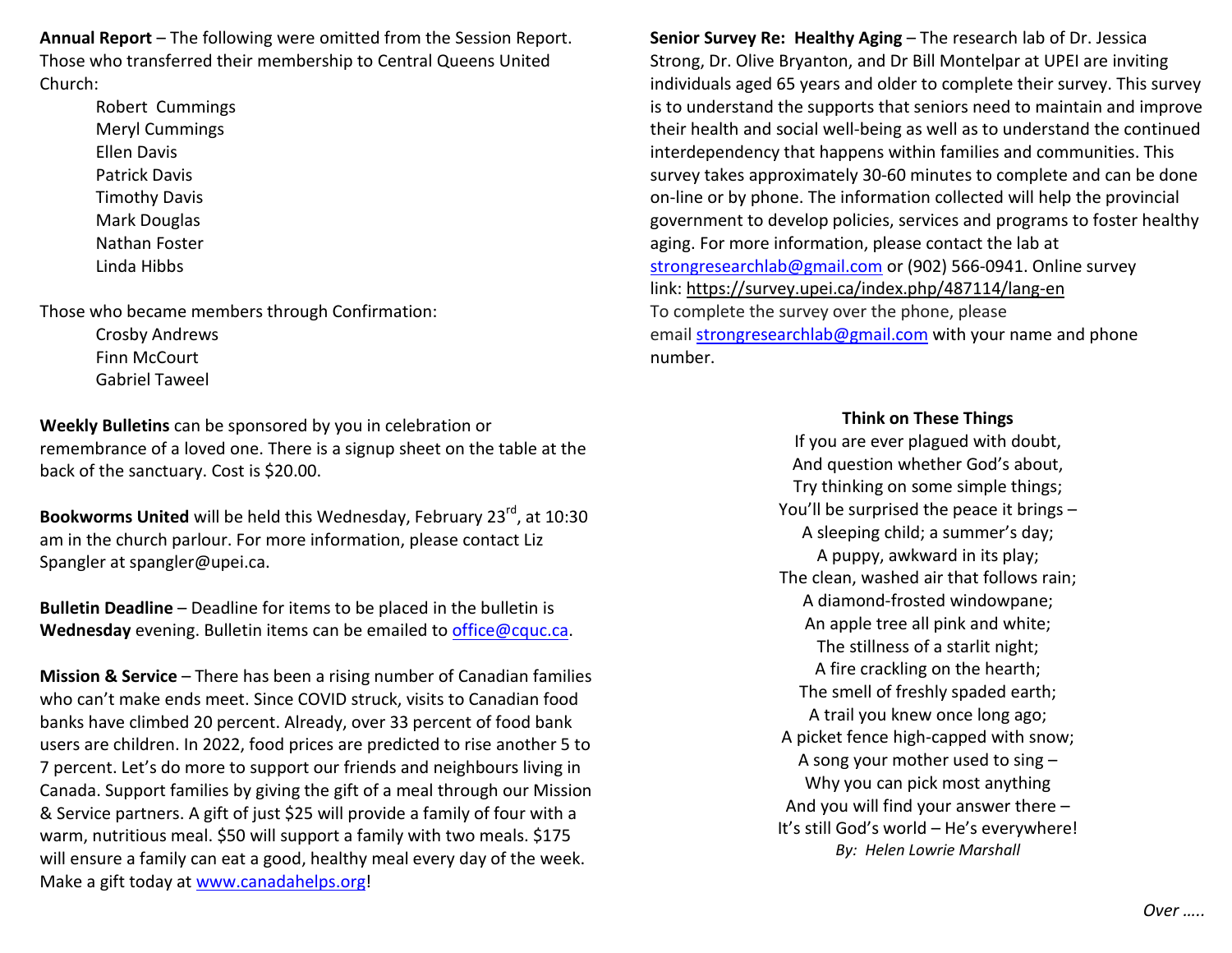**Annual Report** – The following were omitted from the Session Report. Those who transferred their membership to Central Queens United Church:

Robert Cummings
Meryl Cummings
Ellen Davis
Patrick Davis
Timothy Davis
Mark Douglas
Nathan Foster
Linda Hibbs

Those who became members through Confirmation:

Crosby Andrews
Finn McCourt
Gabriel Taweel

**Weekly Bulletins** can be sponsored by you in celebration or remembrance of a loved one. There is a signup sheet on the table at the back of the sanctuary. Cost is $20.00.

**Bookworms United** will be held this Wednesday, February 23rd, at 10:30 am in the church parlour. For more information, please contact Liz Spangler at spangler@upei.ca.

**Bulletin Deadline** – Deadline for items to be placed in the bulletin is **Wednesday** evening. Bulletin items can be emailed to office@cquc.ca.

**Mission & Service** – There has been a rising number of Canadian families who can't make ends meet. Since COVID struck, visits to Canadian food banks have climbed 20 percent. Already, over 33 percent of food bank users are children. In 2022, food prices are predicted to rise another 5 to 7 percent. Let's do more to support our friends and neighbours living in Canada. Support families by giving the gift of a meal through our Mission & Service partners. A gift of just $25 will provide a family of four with a warm, nutritious meal. $50 will support a family with two meals. $175 will ensure a family can eat a good, healthy meal every day of the week. Make a gift today at www.canadahelps.org!

**Senior Survey Re: Healthy Aging** – The research lab of Dr. Jessica Strong, Dr. Olive Bryanton, and Dr Bill Montelpar at UPEI are inviting individuals aged 65 years and older to complete their survey. This survey is to understand the supports that seniors need to maintain and improve their health and social well-being as well as to understand the continued interdependency that happens within families and communities. This survey takes approximately 30-60 minutes to complete and can be done on-line or by phone. The information collected will help the provincial government to develop policies, services and programs to foster healthy aging. For more information, please contact the lab at strongresearchlab@gmail.com or (902) 566-0941. Online survey link: https://survey.upei.ca/index.php/487114/lang-en
To complete the survey over the phone, please email strongresearchlab@gmail.com with your name and phone number.

**Think on These Things**

If you are ever plagued with doubt,
And question whether God's about,
Try thinking on some simple things;
You'll be surprised the peace it brings –
A sleeping child; a summer's day;
A puppy, awkward in its play;
The clean, washed air that follows rain;
A diamond-frosted windowpane;
An apple tree all pink and white;
The stillness of a starlit night;
A fire crackling on the hearth;
The smell of freshly spaded earth;
A trail you knew once long ago;
A picket fence high-capped with snow;
A song your mother used to sing –
Why you can pick most anything
And you will find your answer there –
It's still God's world – He's everywhere!

*By: Helen Lowrie Marshall*

*Over …..*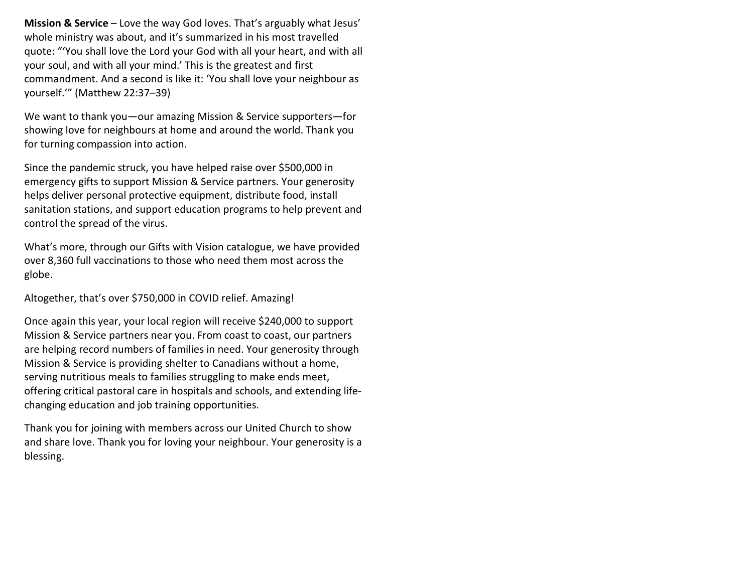**Mission & Service** – Love the way God loves. That's arguably what Jesus' whole ministry was about, and it's summarized in his most travelled quote: "'You shall love the Lord your God with all your heart, and with all your soul, and with all your mind.' This is the greatest and first commandment. And a second is like it: 'You shall love your neighbour as yourself.'" (Matthew 22:37–39)

We want to thank you—our amazing Mission & Service supporters—for showing love for neighbours at home and around the world. Thank you for turning compassion into action.

Since the pandemic struck, you have helped raise over $500,000 in emergency gifts to support Mission & Service partners. Your generosity helps deliver personal protective equipment, distribute food, install sanitation stations, and support education programs to help prevent and control the spread of the virus.

What's more, through our Gifts with Vision catalogue, we have provided over 8,360 full vaccinations to those who need them most across the globe.

Altogether, that's over $750,000 in COVID relief. Amazing!

Once again this year, your local region will receive $240,000 to support Mission & Service partners near you. From coast to coast, our partners are helping record numbers of families in need. Your generosity through Mission & Service is providing shelter to Canadians without a home, serving nutritious meals to families struggling to make ends meet, offering critical pastoral care in hospitals and schools, and extending life-changing education and job training opportunities.

Thank you for joining with members across our United Church to show and share love. Thank you for loving your neighbour. Your generosity is a blessing.